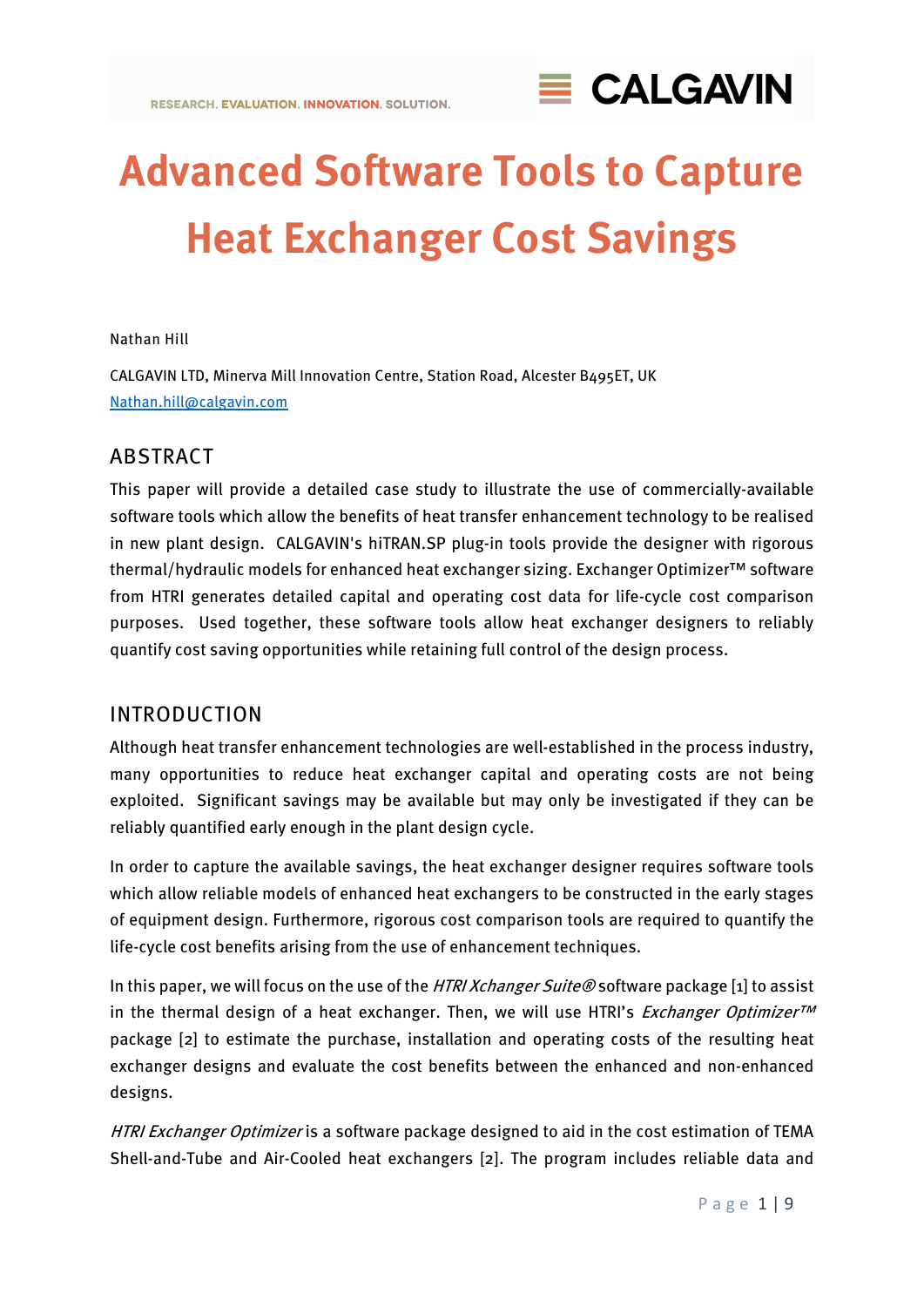# Advanced Software Tools to Capture Heat Exchanger Cost Savings

Nathan Hill

CALGAVIN LTD, Minerva Mill Innovation Centre, Station Road, Alcester B495ET, UK
Nathan.hill@calgavin.com

## ABSTRACT

This paper will provide a detailed case study to illustrate the use of commercially-available software tools which allow the benefits of heat transfer enhancement technology to be realised in new plant design. CALGAVIN's hiTRAN.SP plug-in tools provide the designer with rigorous thermal/hydraulic models for enhanced heat exchanger sizing. Exchanger Optimizer™ software from HTRI generates detailed capital and operating cost data for life-cycle cost comparison purposes. Used together, these software tools allow heat exchanger designers to reliably quantify cost saving opportunities while retaining full control of the design process.

## INTRODUCTION

Although heat transfer enhancement technologies are well-established in the process industry, many opportunities to reduce heat exchanger capital and operating costs are not being exploited. Significant savings may be available but may only be investigated if they can be reliably quantified early enough in the plant design cycle.

In order to capture the available savings, the heat exchanger designer requires software tools which allow reliable models of enhanced heat exchangers to be constructed in the early stages of equipment design. Furthermore, rigorous cost comparison tools are required to quantify the life-cycle cost benefits arising from the use of enhancement techniques.

In this paper, we will focus on the use of the *HTRI Xchanger Suite®* software package [1] to assist in the thermal design of a heat exchanger. Then, we will use HTRI's *Exchanger Optimizer™* package [2] to estimate the purchase, installation and operating costs of the resulting heat exchanger designs and evaluate the cost benefits between the enhanced and non-enhanced designs.

*HTRI Exchanger Optimizer* is a software package designed to aid in the cost estimation of TEMA Shell-and-Tube and Air-Cooled heat exchangers [2]. The program includes reliable data and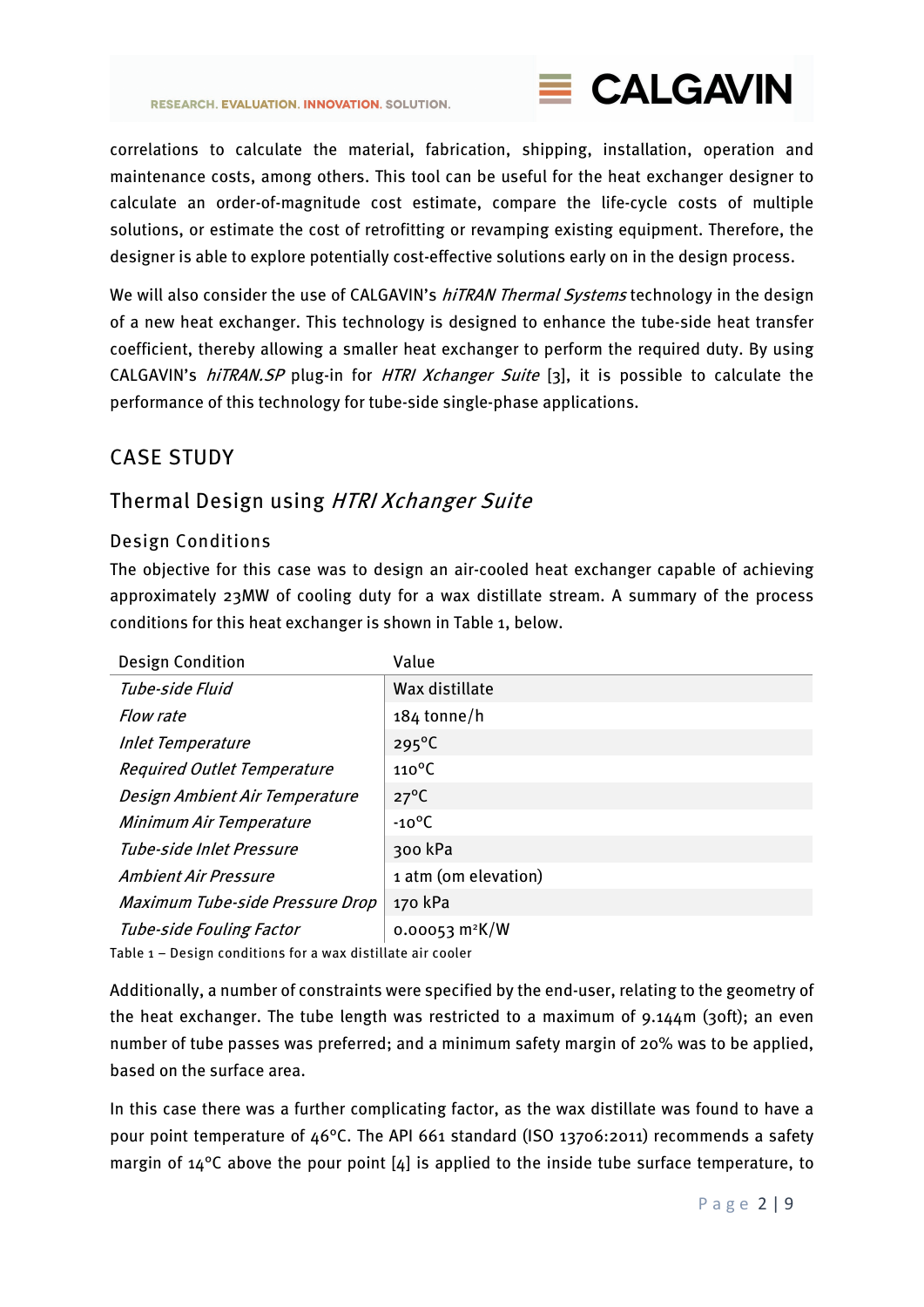correlations to calculate the material, fabrication, shipping, installation, operation and maintenance costs, among others. This tool can be useful for the heat exchanger designer to calculate an order-of-magnitude cost estimate, compare the life-cycle costs of multiple solutions, or estimate the cost of retrofitting or revamping existing equipment. Therefore, the designer is able to explore potentially cost-effective solutions early on in the design process.

We will also consider the use of CALGAVIN's *hiTRAN Thermal Systems* technology in the design of a new heat exchanger. This technology is designed to enhance the tube-side heat transfer coefficient, thereby allowing a smaller heat exchanger to perform the required duty. By using CALGAVIN's *hiTRAN.SP* plug-in for *HTRI Xchanger Suite* [3], it is possible to calculate the performance of this technology for tube-side single-phase applications.

# CASE STUDY

## Thermal Design using *HTRI Xchanger Suite*

### Design Conditions

The objective for this case was to design an air-cooled heat exchanger capable of achieving approximately 23MW of cooling duty for a wax distillate stream. A summary of the process conditions for this heat exchanger is shown in Table 1, below.

| Design Condition | Value |
|---|---|
| *Tube-side Fluid* | Wax distillate |
| *Flow rate* | 184 tonne/h |
| *Inlet Temperature* | 295°C |
| *Required Outlet Temperature* | 110°C |
| *Design Ambient Air Temperature* | 27°C |
| *Minimum Air Temperature* | -10°C |
| *Tube-side Inlet Pressure* | 300 kPa |
| *Ambient Air Pressure* | 1 atm (0m elevation) |
| *Maximum Tube-side Pressure Drop* | 170 kPa |
| *Tube-side Fouling Factor* | 0.00053 $m^2K/W$ |

Table 1 – Design conditions for a wax distillate air cooler

Additionally, a number of constraints were specified by the end-user, relating to the geometry of the heat exchanger. The tube length was restricted to a maximum of 9.144m (30ft); an even number of tube passes was preferred; and a minimum safety margin of 20% was to be applied, based on the surface area.

In this case there was a further complicating factor, as the wax distillate was found to have a pour point temperature of 46°C. The API 661 standard (ISO 13706:2011) recommends a safety margin of 14°C above the pour point [4] is applied to the inside tube surface temperature, to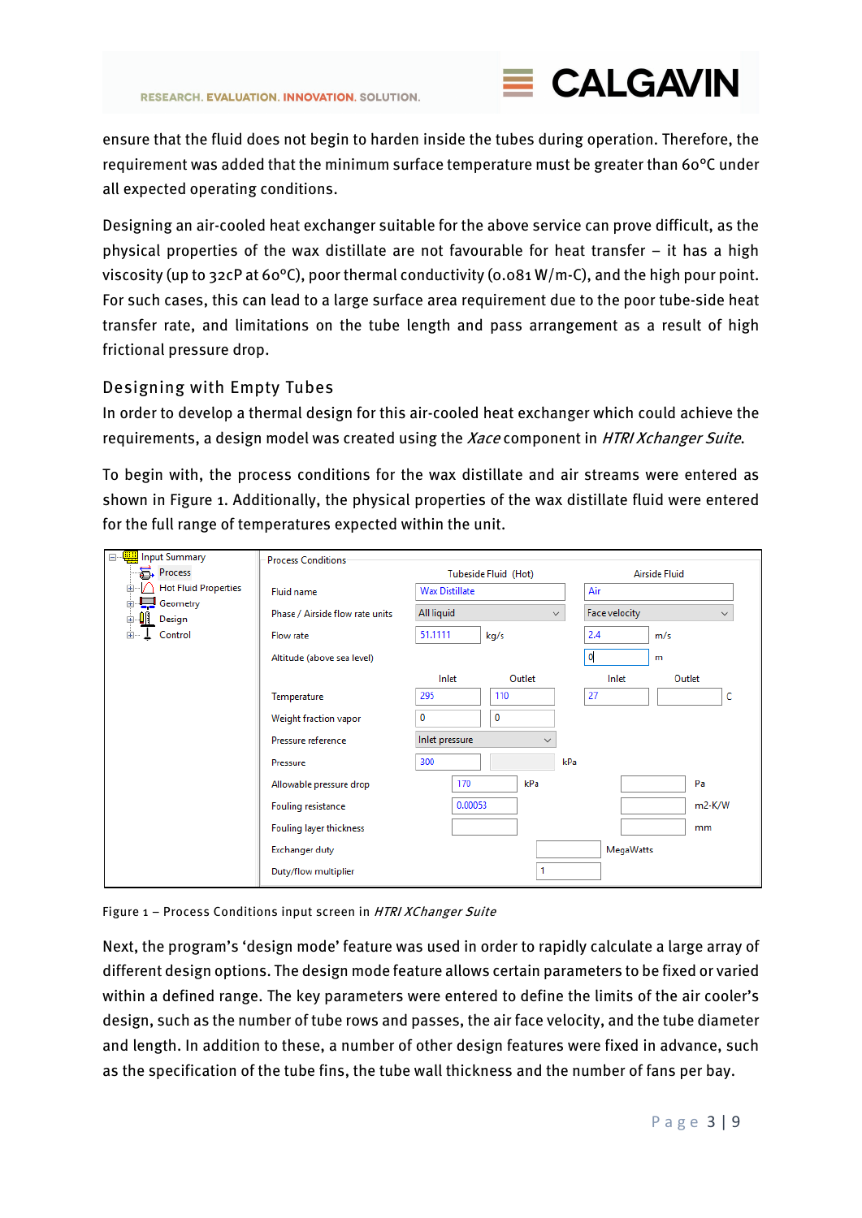ensure that the fluid does not begin to harden inside the tubes during operation. Therefore, the requirement was added that the minimum surface temperature must be greater than 60°C under all expected operating conditions.

Designing an air-cooled heat exchanger suitable for the above service can prove difficult, as the physical properties of the wax distillate are not favourable for heat transfer – it has a high viscosity (up to 32cP at 60°C), poor thermal conductivity (0.081 W/m-C), and the high pour point. For such cases, this can lead to a large surface area requirement due to the poor tube-side heat transfer rate, and limitations on the tube length and pass arrangement as a result of high frictional pressure drop.

## Designing with Empty Tubes

In order to develop a thermal design for this air-cooled heat exchanger which could achieve the requirements, a design model was created using the *Xace* component in *HTRI Xchanger Suite*.

To begin with, the process conditions for the wax distillate and air streams were entered as shown in Figure 1. Additionally, the physical properties of the wax distillate fluid were entered for the full range of temperatures expected within the unit.

| Process Conditions | Tubeside Fluid (Hot) Inlet | Tubeside Fluid (Hot) Outlet | Units | Airside Fluid Inlet | Airside Fluid Outlet | Units |
|---|---|---|---|---|---|---|
| Fluid name | Wax Distillate | | | Air | | |
| Phase / Airside flow rate units | All liquid | | | Face velocity | | |
| Flow rate | 51.1111 | | kg/s | 2.4 | | m/s |
| Altitude (above sea level) | | | | 0 | | m |
| Temperature | 295 | 110 | | 27 | | C |
| Weight fraction vapor | 0 | 0 | | | | |
| Pressure reference | Inlet pressure | | | | | |
| Pressure | 300 | | kPa | | | |
| Allowable pressure drop | 170 | | kPa | | | Pa |
| Fouling resistance | 0.00053 | | | | | m2-K/W |
| Fouling layer thickness | | | | | | mm |
| Exchanger duty | | | MegaWatts | | | |
| Duty/flow multiplier | 1 | | | | | |

Figure 1 – Process Conditions input screen in *HTRI XChanger Suite*

Next, the program's 'design mode' feature was used in order to rapidly calculate a large array of different design options. The design mode feature allows certain parameters to be fixed or varied within a defined range. The key parameters were entered to define the limits of the air cooler's design, such as the number of tube rows and passes, the air face velocity, and the tube diameter and length. In addition to these, a number of other design features were fixed in advance, such as the specification of the tube fins, the tube wall thickness and the number of fans per bay.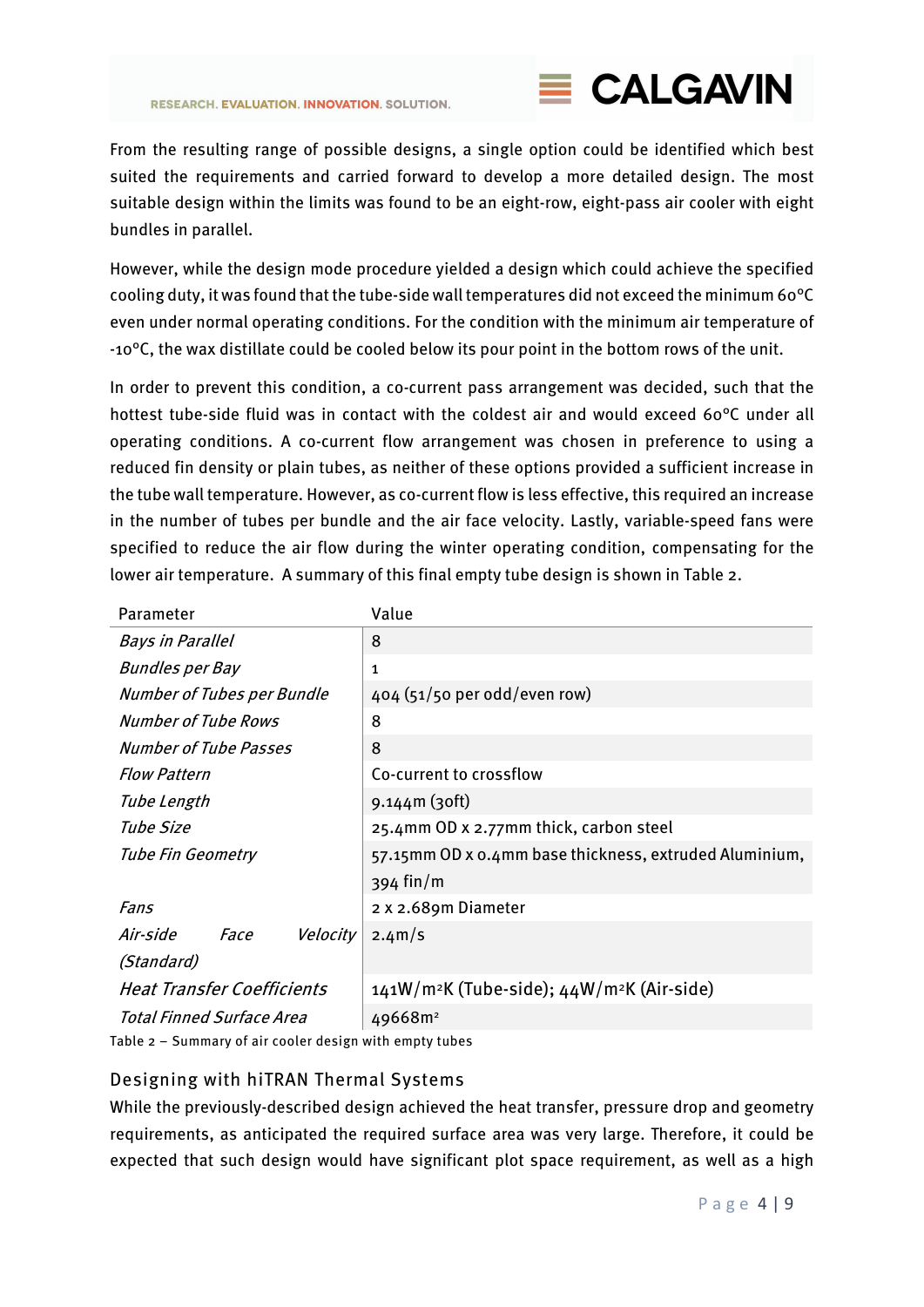From the resulting range of possible designs, a single option could be identified which best suited the requirements and carried forward to develop a more detailed design. The most suitable design within the limits was found to be an eight-row, eight-pass air cooler with eight bundles in parallel.

However, while the design mode procedure yielded a design which could achieve the specified cooling duty, it was found that the tube-side wall temperatures did not exceed the minimum 60°C even under normal operating conditions. For the condition with the minimum air temperature of -10°C, the wax distillate could be cooled below its pour point in the bottom rows of the unit.

In order to prevent this condition, a co-current pass arrangement was decided, such that the hottest tube-side fluid was in contact with the coldest air and would exceed 60°C under all operating conditions. A co-current flow arrangement was chosen in preference to using a reduced fin density or plain tubes, as neither of these options provided a sufficient increase in the tube wall temperature. However, as co-current flow is less effective, this required an increase in the number of tubes per bundle and the air face velocity. Lastly, variable-speed fans were specified to reduce the air flow during the winter operating condition, compensating for the lower air temperature. A summary of this final empty tube design is shown in Table 2.

| Parameter | Value |
|---|---|
| *Bays in Parallel* | 8 |
| *Bundles per Bay* | 1 |
| *Number of Tubes per Bundle* | 404 (51/50 per odd/even row) |
| *Number of Tube Rows* | 8 |
| *Number of Tube Passes* | 8 |
| *Flow Pattern* | Co-current to crossflow |
| *Tube Length* | 9.144m (30ft) |
| *Tube Size* | 25.4mm OD x 2.77mm thick, carbon steel |
| *Tube Fin Geometry* | 57.15mm OD x 0.4mm base thickness, extruded Aluminium, 394 fin/m |
| *Fans* | 2 x 2.689m Diameter |
| *Air-side Face Velocity (Standard)* | 2.4m/s |
| *Heat Transfer Coefficients* | 141W/m²K (Tube-side); 44W/m²K (Air-side) |
| *Total Finned Surface Area* | 49668m² |

Table 2 – Summary of air cooler design with empty tubes

## Designing with hiTRAN Thermal Systems

While the previously-described design achieved the heat transfer, pressure drop and geometry requirements, as anticipated the required surface area was very large. Therefore, it could be expected that such design would have significant plot space requirement, as well as a high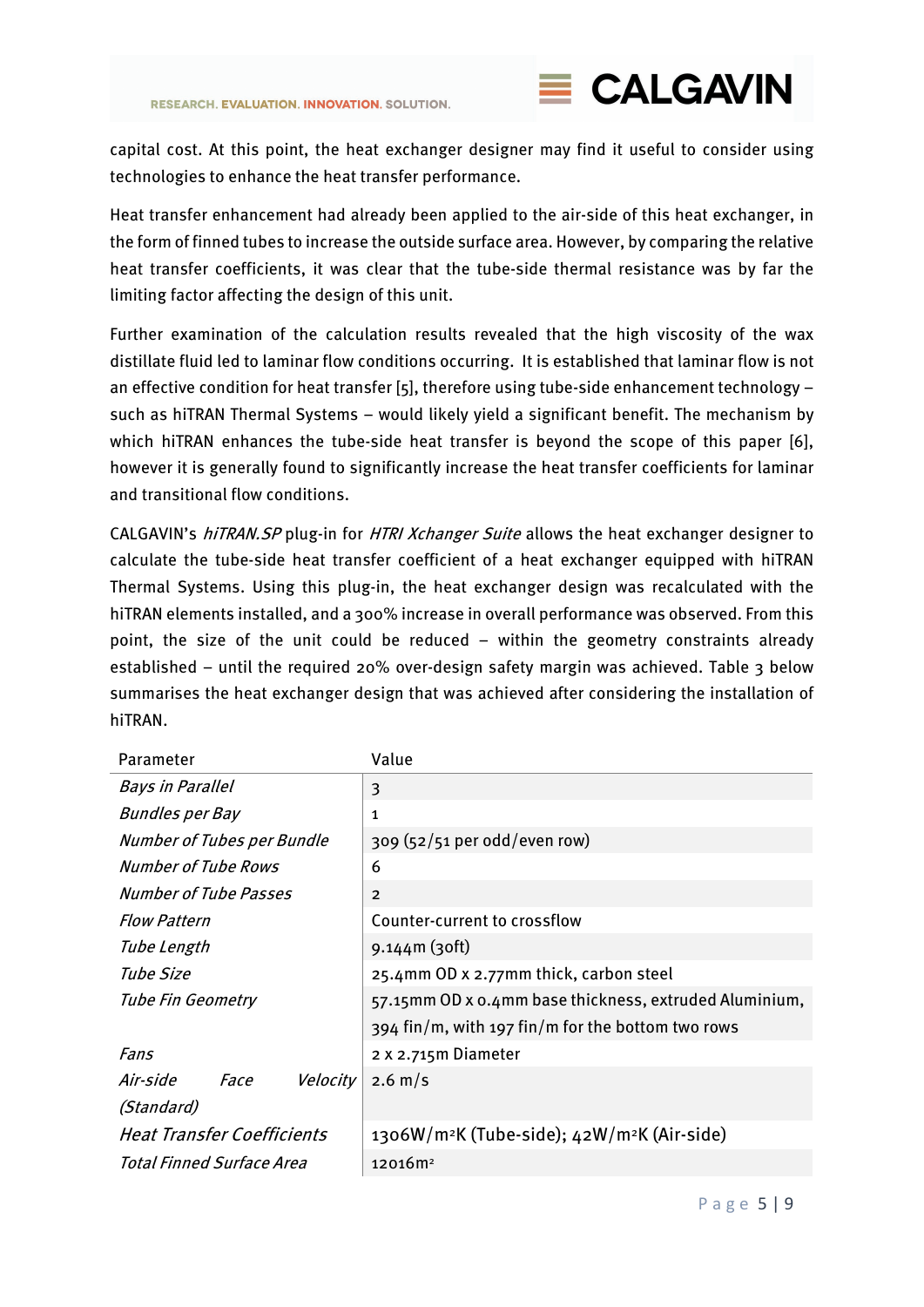capital cost. At this point, the heat exchanger designer may find it useful to consider using technologies to enhance the heat transfer performance.

Heat transfer enhancement had already been applied to the air-side of this heat exchanger, in the form of finned tubes to increase the outside surface area. However, by comparing the relative heat transfer coefficients, it was clear that the tube-side thermal resistance was by far the limiting factor affecting the design of this unit.

Further examination of the calculation results revealed that the high viscosity of the wax distillate fluid led to laminar flow conditions occurring. It is established that laminar flow is not an effective condition for heat transfer [5], therefore using tube-side enhancement technology – such as hiTRAN Thermal Systems – would likely yield a significant benefit. The mechanism by which hiTRAN enhances the tube-side heat transfer is beyond the scope of this paper [6], however it is generally found to significantly increase the heat transfer coefficients for laminar and transitional flow conditions.

CALGAVIN's *hiTRAN.SP* plug-in for *HTRI Xchanger Suite* allows the heat exchanger designer to calculate the tube-side heat transfer coefficient of a heat exchanger equipped with hiTRAN Thermal Systems. Using this plug-in, the heat exchanger design was recalculated with the hiTRAN elements installed, and a 300% increase in overall performance was observed. From this point, the size of the unit could be reduced – within the geometry constraints already established – until the required 20% over-design safety margin was achieved. Table 3 below summarises the heat exchanger design that was achieved after considering the installation of hiTRAN.

| Parameter | Value |
|---|---|
| *Bays in Parallel* | 3 |
| *Bundles per Bay* | 1 |
| *Number of Tubes per Bundle* | 309 (52/51 per odd/even row) |
| *Number of Tube Rows* | 6 |
| *Number of Tube Passes* | 2 |
| *Flow Pattern* | Counter-current to crossflow |
| *Tube Length* | 9.144m (30ft) |
| *Tube Size* | 25.4mm OD x 2.77mm thick, carbon steel |
| *Tube Fin Geometry* | 57.15mm OD x 0.4mm base thickness, extruded Aluminium, 394 fin/m, with 197 fin/m for the bottom two rows |
| *Fans* | 2 x 2.715m Diameter |
| *Air-side Face Velocity (Standard)* | 2.6 m/s |
| *Heat Transfer Coefficients* | 1306W/m²K (Tube-side); 42W/m²K (Air-side) |
| *Total Finned Surface Area* | 12016m² |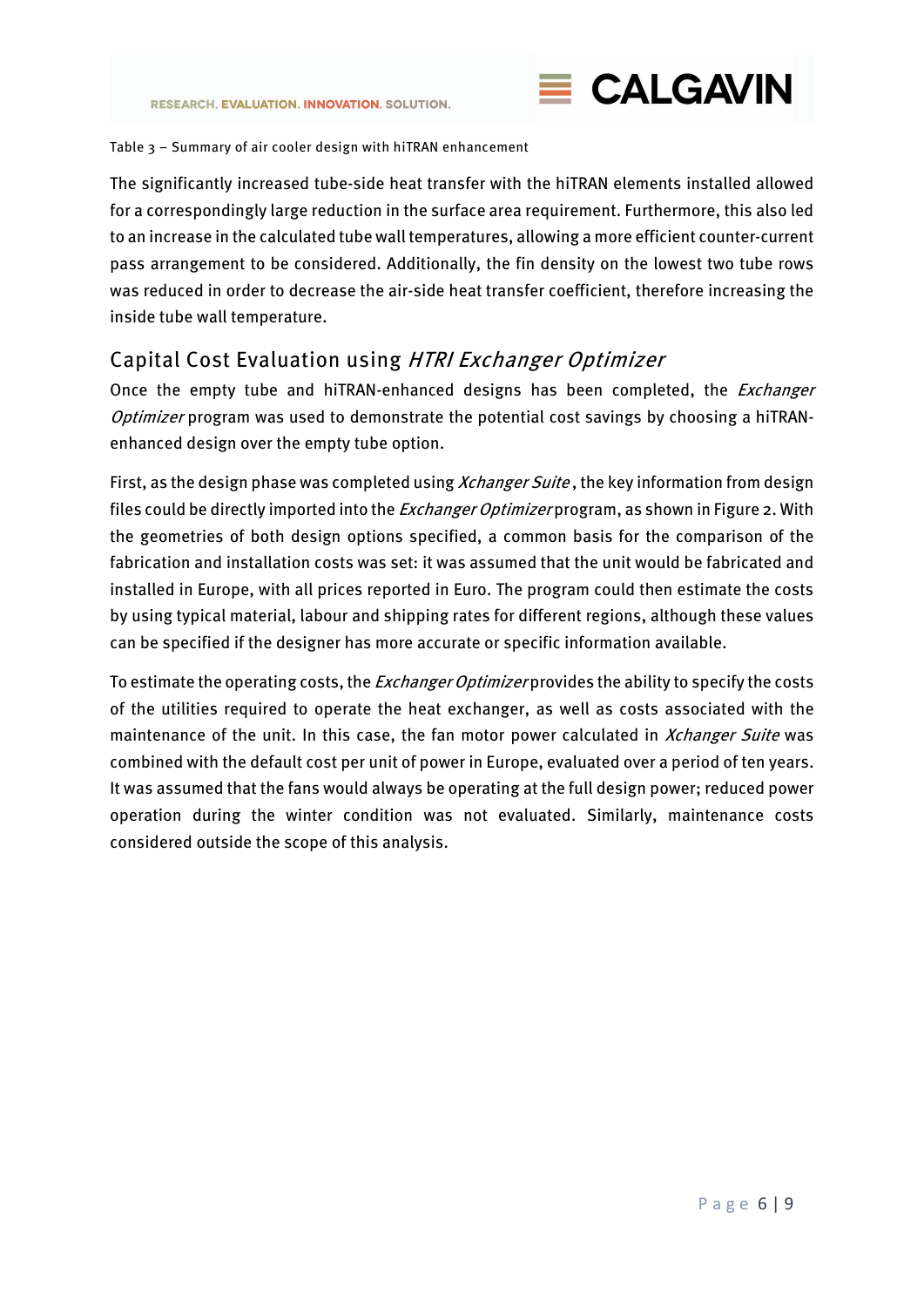Table 3 – Summary of air cooler design with hiTRAN enhancement

The significantly increased tube-side heat transfer with the hiTRAN elements installed allowed for a correspondingly large reduction in the surface area requirement. Furthermore, this also led to an increase in the calculated tube wall temperatures, allowing a more efficient counter-current pass arrangement to be considered. Additionally, the fin density on the lowest two tube rows was reduced in order to decrease the air-side heat transfer coefficient, therefore increasing the inside tube wall temperature.

## Capital Cost Evaluation using *HTRI Exchanger Optimizer*

Once the empty tube and hiTRAN-enhanced designs has been completed, the *Exchanger Optimizer* program was used to demonstrate the potential cost savings by choosing a hiTRAN-enhanced design over the empty tube option.

First, as the design phase was completed using *Xchanger Suite*, the key information from design files could be directly imported into the *Exchanger Optimizer* program, as shown in Figure 2. With the geometries of both design options specified, a common basis for the comparison of the fabrication and installation costs was set: it was assumed that the unit would be fabricated and installed in Europe, with all prices reported in Euro. The program could then estimate the costs by using typical material, labour and shipping rates for different regions, although these values can be specified if the designer has more accurate or specific information available.

To estimate the operating costs, the *Exchanger Optimizer* provides the ability to specify the costs of the utilities required to operate the heat exchanger, as well as costs associated with the maintenance of the unit. In this case, the fan motor power calculated in *Xchanger Suite* was combined with the default cost per unit of power in Europe, evaluated over a period of ten years. It was assumed that the fans would always be operating at the full design power; reduced power operation during the winter condition was not evaluated. Similarly, maintenance costs considered outside the scope of this analysis.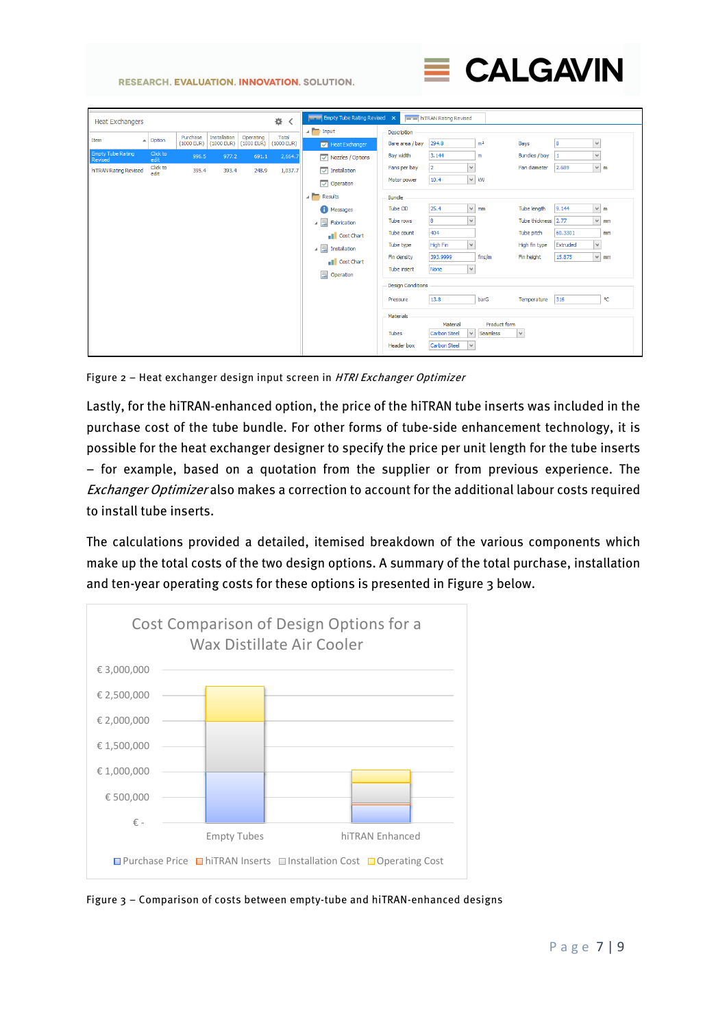Figure 2 – Heat exchanger design input screen in *HTRI Exchanger Optimizer*

Lastly, for the hiTRAN-enhanced option, the price of the hiTRAN tube inserts was included in the purchase cost of the tube bundle. For other forms of tube-side enhancement technology, it is possible for the heat exchanger designer to specify the price per unit length for the tube inserts – for example, based on a quotation from the supplier or from previous experience. The *Exchanger Optimizer* also makes a correction to account for the additional labour costs required to install tube inserts.

The calculations provided a detailed, itemised breakdown of the various components which make up the total costs of the two design options. A summary of the total purchase, installation and ten-year operating costs for these options is presented in Figure 3 below.

Figure 3 – Comparison of costs between empty-tube and hiTRAN-enhanced designs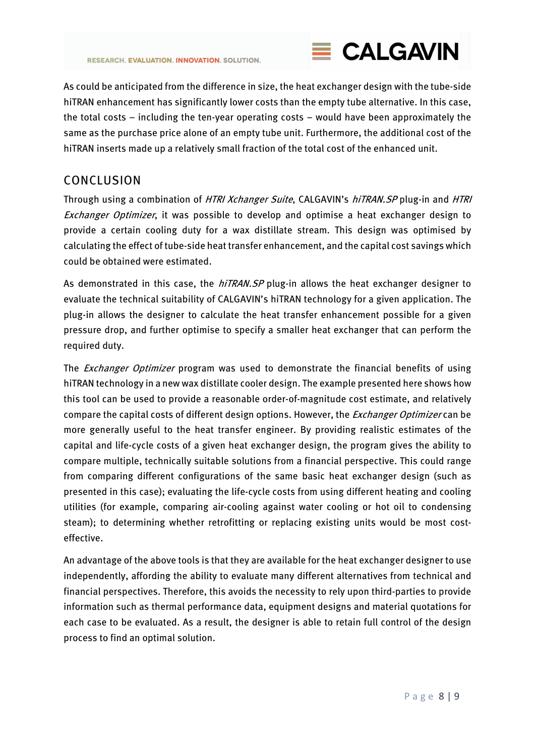As could be anticipated from the difference in size, the heat exchanger design with the tube-side hiTRAN enhancement has significantly lower costs than the empty tube alternative. In this case, the total costs – including the ten-year operating costs – would have been approximately the same as the purchase price alone of an empty tube unit. Furthermore, the additional cost of the hiTRAN inserts made up a relatively small fraction of the total cost of the enhanced unit.

## CONCLUSION

Through using a combination of *HTRI Xchanger Suite*, CALGAVIN's *hiTRAN.SP* plug-in and *HTRI Exchanger Optimizer*, it was possible to develop and optimise a heat exchanger design to provide a certain cooling duty for a wax distillate stream. This design was optimised by calculating the effect of tube-side heat transfer enhancement, and the capital cost savings which could be obtained were estimated.

As demonstrated in this case, the *hiTRAN.SP* plug-in allows the heat exchanger designer to evaluate the technical suitability of CALGAVIN's hiTRAN technology for a given application. The plug-in allows the designer to calculate the heat transfer enhancement possible for a given pressure drop, and further optimise to specify a smaller heat exchanger that can perform the required duty.

The *Exchanger Optimizer* program was used to demonstrate the financial benefits of using hiTRAN technology in a new wax distillate cooler design. The example presented here shows how this tool can be used to provide a reasonable order-of-magnitude cost estimate, and relatively compare the capital costs of different design options. However, the *Exchanger Optimizer* can be more generally useful to the heat transfer engineer. By providing realistic estimates of the capital and life-cycle costs of a given heat exchanger design, the program gives the ability to compare multiple, technically suitable solutions from a financial perspective. This could range from comparing different configurations of the same basic heat exchanger design (such as presented in this case); evaluating the life-cycle costs from using different heating and cooling utilities (for example, comparing air-cooling against water cooling or hot oil to condensing steam); to determining whether retrofitting or replacing existing units would be most cost-effective.

An advantage of the above tools is that they are available for the heat exchanger designer to use independently, affording the ability to evaluate many different alternatives from technical and financial perspectives. Therefore, this avoids the necessity to rely upon third-parties to provide information such as thermal performance data, equipment designs and material quotations for each case to be evaluated. As a result, the designer is able to retain full control of the design process to find an optimal solution.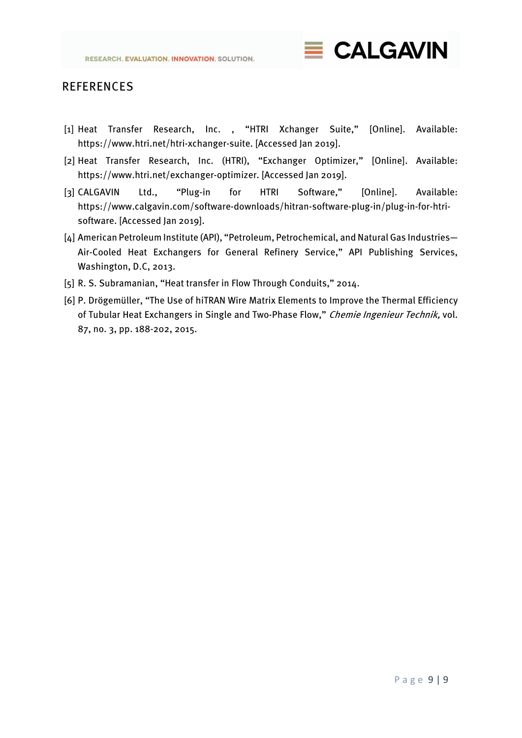## REFERENCES

[1] Heat Transfer Research, Inc. , "HTRI Xchanger Suite," [Online]. Available: https://www.htri.net/htri-xchanger-suite. [Accessed Jan 2019].

[2] Heat Transfer Research, Inc. (HTRI), "Exchanger Optimizer," [Online]. Available: https://www.htri.net/exchanger-optimizer. [Accessed Jan 2019].

[3] CALGAVIN Ltd., "Plug-in for HTRI Software," [Online]. Available: https://www.calgavin.com/software-downloads/hitran-software-plug-in/plug-in-for-htri-software. [Accessed Jan 2019].

[4] American Petroleum Institute (API), "Petroleum, Petrochemical, and Natural Gas Industries—Air-Cooled Heat Exchangers for General Refinery Service," API Publishing Services, Washington, D.C, 2013.

[5] R. S. Subramanian, "Heat transfer in Flow Through Conduits," 2014.

[6] P. Drögemüller, "The Use of hiTRAN Wire Matrix Elements to Improve the Thermal Efficiency of Tubular Heat Exchangers in Single and Two-Phase Flow," *Chemie Ingenieur Technik,* vol. 87, no. 3, pp. 188-202, 2015.